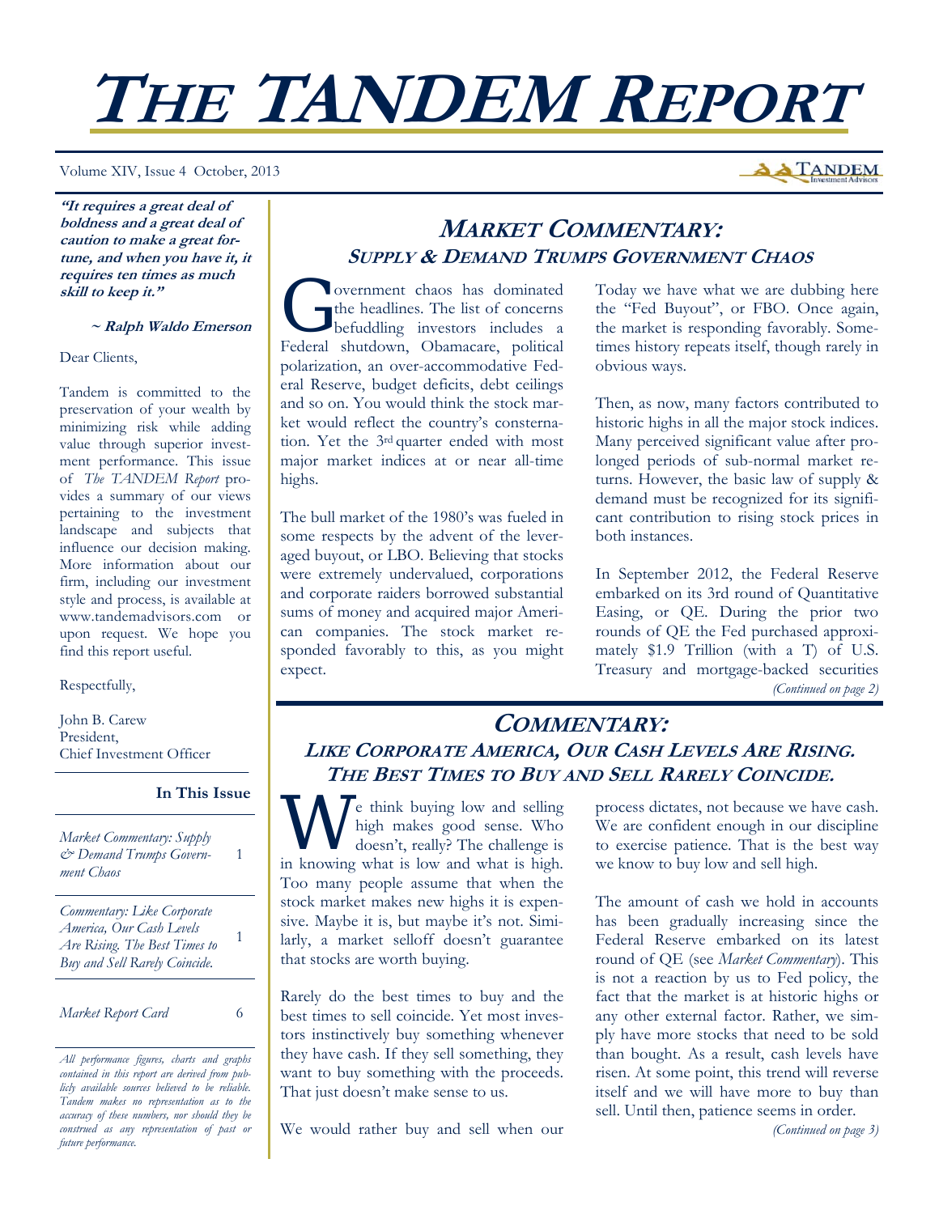# THE TANDEM REPORT

Volume XIV, Issue 4 October, 2013

***"It requires a great deal of boldness and a great deal of caution to make a great fortune, and when you have it, it requires ten times as much skill to keep it."***

***~ Ralph Waldo Emerson***

Dear Clients,

Tandem is committed to the preservation of your wealth by minimizing risk while adding value through superior investment performance. This issue of *The TANDEM Report* provides a summary of our views pertaining to the investment landscape and subjects that influence our decision making. More information about our firm, including our investment style and process, is available at www.tandemadvisors.com or upon request. We hope you find this report useful.

Respectfully,

John B. Carew
President,
Chief Investment Officer

**In This Issue**

| | |
|---|---|
| *Market Commentary: Supply & Demand Trumps Government Chaos* | 1 |
| *Commentary: Like Corporate America, Our Cash Levels Are Rising. The Best Times to Buy and Sell Rarely Coincide.* | 1 |
| *Market Report Card* | 6 |

*All performance figures, charts and graphs contained in this report are derived from publicly available sources believed to be reliable. Tandem makes no representation as to the accuracy of these numbers, nor should they be construed as any representation of past or future performance.*

## MARKET COMMENTARY: SUPPLY & DEMAND TRUMPS GOVERNMENT CHAOS

Government chaos has dominated the headlines. The list of concerns befuddling investors includes a Federal shutdown, Obamacare, political polarization, an over-accommodative Federal Reserve, budget deficits, debt ceilings and so on. You would think the stock market would reflect the country's consternation. Yet the 3rd quarter ended with most major market indices at or near all-time highs.

The bull market of the 1980's was fueled in some respects by the advent of the leveraged buyout, or LBO. Believing that stocks were extremely undervalued, corporations and corporate raiders borrowed substantial sums of money and acquired major American companies. The stock market responded favorably to this, as you might expect.

Today we have what we are dubbing here the "Fed Buyout", or FBO. Once again, the market is responding favorably. Sometimes history repeats itself, though rarely in obvious ways.

Then, as now, many factors contributed to historic highs in all the major stock indices. Many perceived significant value after prolonged periods of sub-normal market returns. However, the basic law of supply & demand must be recognized for its significant contribution to rising stock prices in both instances.

In September 2012, the Federal Reserve embarked on its 3rd round of Quantitative Easing, or QE. During the prior two rounds of QE the Fed purchased approximately $1.9 Trillion (with a T) of U.S. Treasury and mortgage-backed securities

*(Continued on page 2)*

## COMMENTARY: LIKE CORPORATE AMERICA, OUR CASH LEVELS ARE RISING. THE BEST TIMES TO BUY AND SELL RARELY COINCIDE.

We think buying low and selling high makes good sense. Who doesn't, really? The challenge is in knowing what is low and what is high. Too many people assume that when the stock market makes new highs it is expensive. Maybe it is, but maybe it's not. Similarly, a market selloff doesn't guarantee that stocks are worth buying.

Rarely do the best times to buy and the best times to sell coincide. Yet most investors instinctively buy something whenever they have cash. If they sell something, they want to buy something with the proceeds. That just doesn't make sense to us.

We would rather buy and sell when our process dictates, not because we have cash. We are confident enough in our discipline to exercise patience. That is the best way we know to buy low and sell high.

The amount of cash we hold in accounts has been gradually increasing since the Federal Reserve embarked on its latest round of QE (see *Market Commentary*). This is not a reaction by us to Fed policy, the fact that the market is at historic highs or any other external factor. Rather, we simply have more stocks that need to be sold than bought. As a result, cash levels have risen. At some point, this trend will reverse itself and we will have more to buy than sell. Until then, patience seems in order.

*(Continued on page 3)*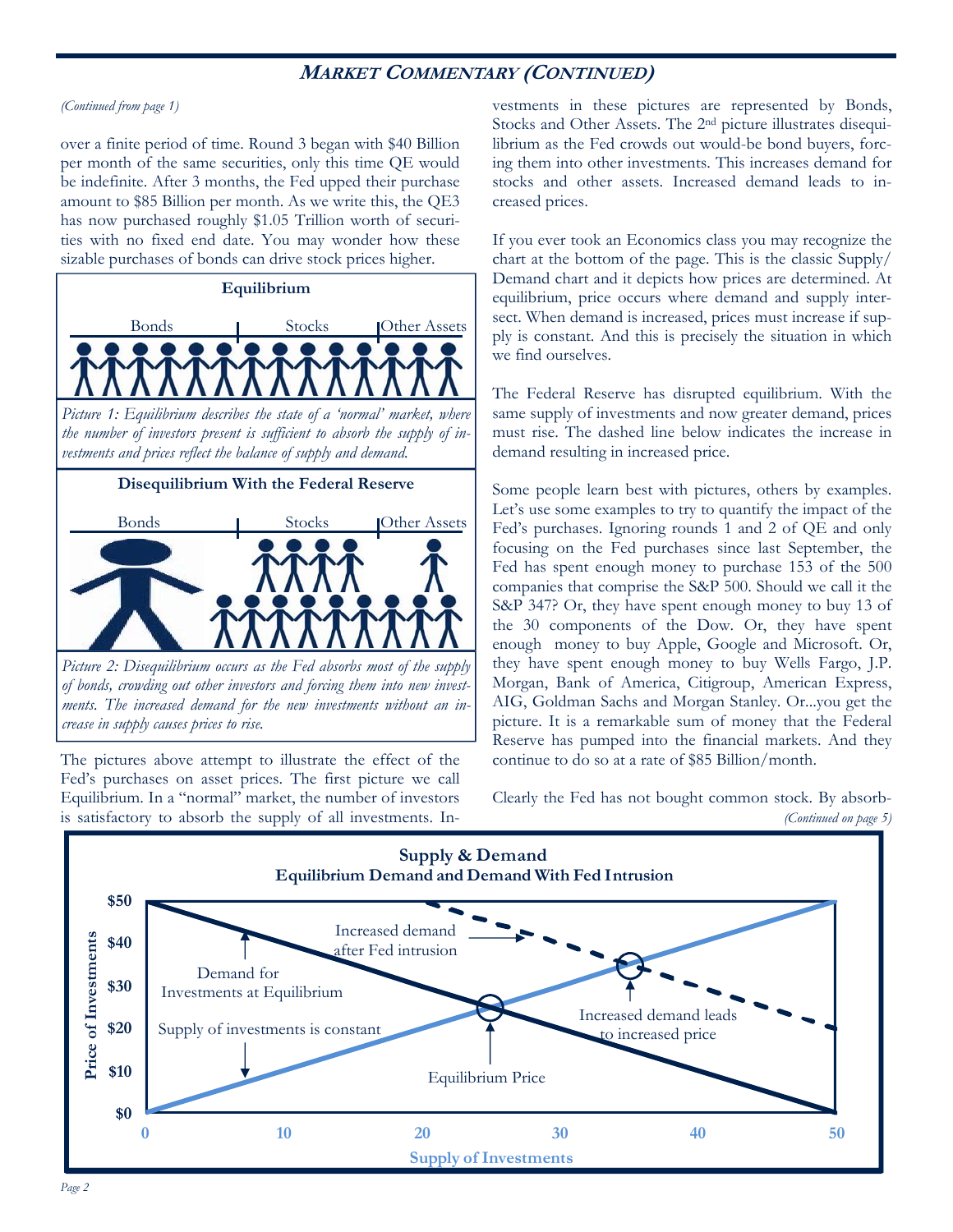## Market Commentary (Continued)

*(Continued from page 1)*

over a finite period of time. Round 3 began with $40 Billion per month of the same securities, only this time QE would be indefinite. After 3 months, the Fed upped their purchase amount to $85 Billion per month. As we write this, the QE3 has now purchased roughly $1.05 Trillion worth of securities with no fixed end date. You may wonder how these sizable purchases of bonds can drive stock prices higher.

**Equilibrium**

Bonds | Stocks | Other Assets

*Picture 1: Equilibrium describes the state of a 'normal' market, where the number of investors present is sufficient to absorb the supply of investments and prices reflect the balance of supply and demand.*

**Disequilibrium With the Federal Reserve**

Bonds | Stocks | Other Assets

*Picture 2: Disequilibrium occurs as the Fed absorbs most of the supply of bonds, crowding out other investors and forcing them into new investments. The increased demand for the new investments without an increase in supply causes prices to rise.*

The pictures above attempt to illustrate the effect of the Fed's purchases on asset prices. The first picture we call Equilibrium. In a "normal" market, the number of investors is satisfactory to absorb the supply of all investments. Investments in these pictures are represented by Bonds, Stocks and Other Assets. The 2nd picture illustrates disequilibrium as the Fed crowds out would-be bond buyers, forcing them into other investments. This increases demand for stocks and other assets. Increased demand leads to increased prices.

If you ever took an Economics class you may recognize the chart at the bottom of the page. This is the classic Supply/Demand chart and it depicts how prices are determined. At equilibrium, price occurs where demand and supply intersect. When demand is increased, prices must increase if supply is constant. And this is precisely the situation in which we find ourselves.

The Federal Reserve has disrupted equilibrium. With the same supply of investments and now greater demand, prices must rise. The dashed line below indicates the increase in demand resulting in increased price.

Some people learn best with pictures, others by examples. Let's use some examples to try to quantify the impact of the Fed's purchases. Ignoring rounds 1 and 2 of QE and only focusing on the Fed purchases since last September, the Fed has spent enough money to purchase 153 of the 500 companies that comprise the S&P 500. Should we call it the S&P 347? Or, they have spent enough money to buy 13 of the 30 components of the Dow. Or, they have spent enough money to buy Apple, Google and Microsoft. Or, they have spent enough money to buy Wells Fargo, J.P. Morgan, Bank of America, Citigroup, American Express, AIG, Goldman Sachs and Morgan Stanley. Or...you get the picture. It is a remarkable sum of money that the Federal Reserve has pumped into the financial markets. And they continue to do so at a rate of $85 Billion/month.

Clearly the Fed has not bought common stock. By absorb-

*(Continued on page 5)*

**Supply & Demand**
**Equilibrium Demand and Demand With Fed Intrusion**

Chart labels: Price of Investments ($0–$50); Supply of Investments (0–50); Demand for Investments at Equilibrium; Supply of investments is constant; Increased demand after Fed intrusion; Equilibrium Price; Increased demand leads to increased price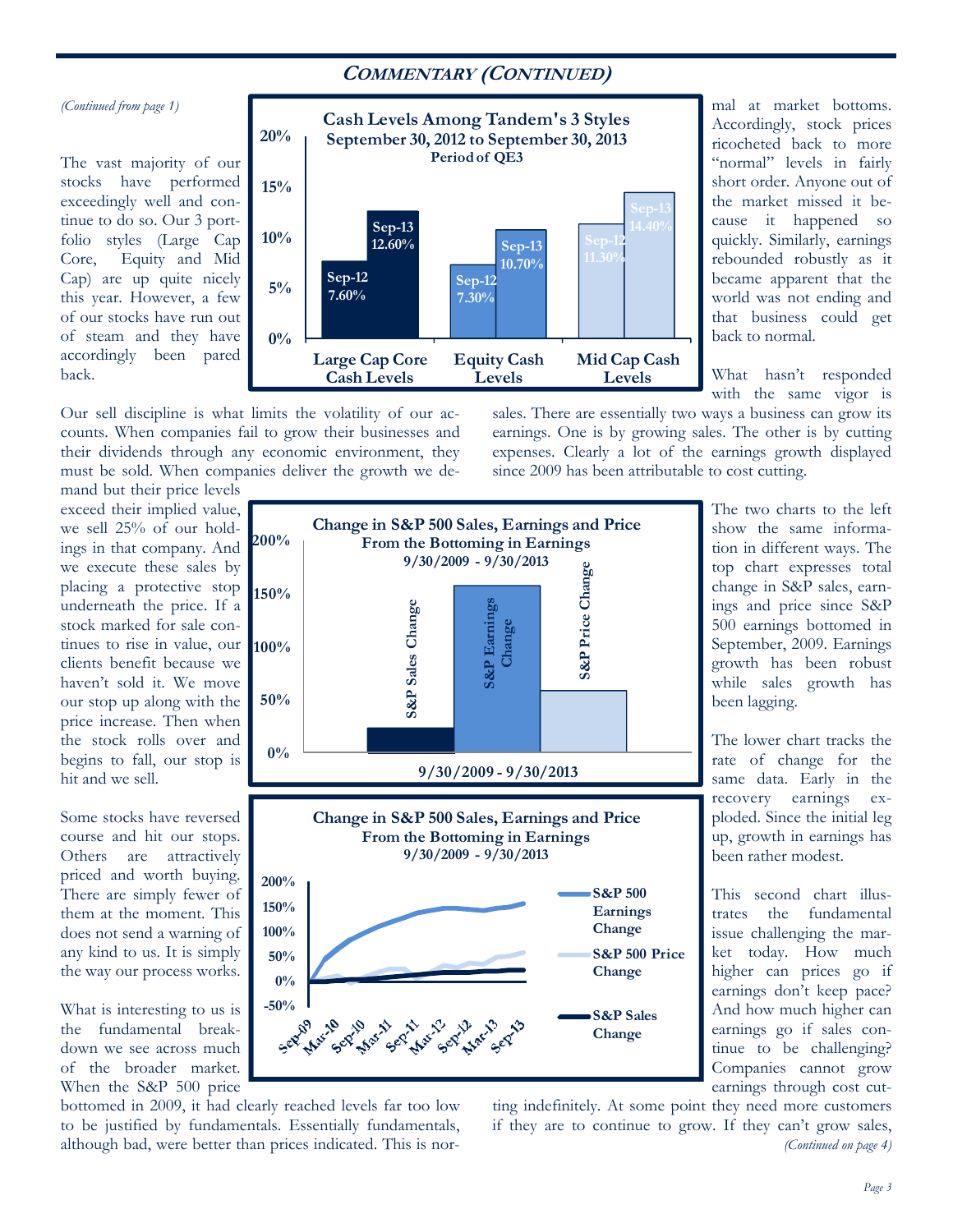## COMMENTARY (CONTINUED)

*(Continued from page 1)*

The vast majority of our stocks have performed exceedingly well and continue to do so. Our 3 portfolio styles (Large Cap Core, Equity and Mid Cap) are up quite nicely this year. However, a few of our stocks have run out of steam and they have accordingly been pared back.

**Cash Levels Among Tandem's 3 Styles**
**September 30, 2012 to September 30, 2013**
**Period of QE3**

| | Sep-12 | Sep-13 |
|---|---|---|
| Large Cap Core Cash Levels | 7.60% | 12.60% |
| Equity Cash Levels | 7.30% | 10.70% |
| Mid Cap Cash Levels | 11.30% | 14.40% |

Our sell discipline is what limits the volatility of our accounts. When companies fail to grow their businesses and their dividends through any economic environment, they must be sold. When companies deliver the growth we demand but their price levels exceed their implied value, we sell 25% of our holdings in that company. And we execute these sales by placing a protective stop underneath the price. If a stock marked for sale continues to rise in value, our clients benefit because we haven't sold it. We move our stop up along with the price increase. Then when the stock rolls over and begins to fall, our stop is hit and we sell.

Some stocks have reversed course and hit our stops. Others are attractively priced and worth buying. There are simply fewer of them at the moment. This does not send a warning of any kind to us. It is simply the way our process works.

What is interesting to us is the fundamental breakdown we see across much of the broader market. When the S&P 500 price bottomed in 2009, it had clearly reached levels far too low to be justified by fundamentals. Essentially fundamentals, although bad, were better than prices indicated. This is normal at market bottoms. Accordingly, stock prices ricocheted back to more "normal" levels in fairly short order. Anyone out of the market missed it because it happened so quickly. Similarly, earnings rebounded robustly as it became apparent that the world was not ending and that business could get back to normal.

What hasn't responded with the same vigor is sales. There are essentially two ways a business can grow its earnings. One is by growing sales. The other is by cutting expenses. Clearly a lot of the earnings growth displayed since 2009 has been attributable to cost cutting.

**Change in S&P 500 Sales, Earnings and Price**
**From the Bottoming in Earnings**
**9/30/2009 - 9/30/2013**

(Bar chart: S&P Sales Change, S&P Earnings Change, S&P Price Change; x-axis: 9/30/2009 - 9/30/2013)

**Change in S&P 500 Sales, Earnings and Price**
**From the Bottoming in Earnings**
**9/30/2009 - 9/30/2013**

(Line chart: S&P 500 Earnings Change, S&P 500 Price Change, S&P Sales Change; Sep-09 to Sep-13)

The two charts to the left show the same information in different ways. The top chart expresses total change in S&P sales, earnings and price since S&P 500 earnings bottomed in September, 2009. Earnings growth has been robust while sales growth has been lagging.

The lower chart tracks the rate of change for the same data. Early in the recovery earnings exploded. Since the initial leg up, growth in earnings has been rather modest.

This second chart illustrates the fundamental issue challenging the market today. How much higher can prices go if earnings don't keep pace? And how much higher can earnings go if sales continue to be challenging? Companies cannot grow earnings through cost cutting indefinitely. At some point they need more customers if they are to continue to grow. If they can't grow sales,

*(Continued on page 4)*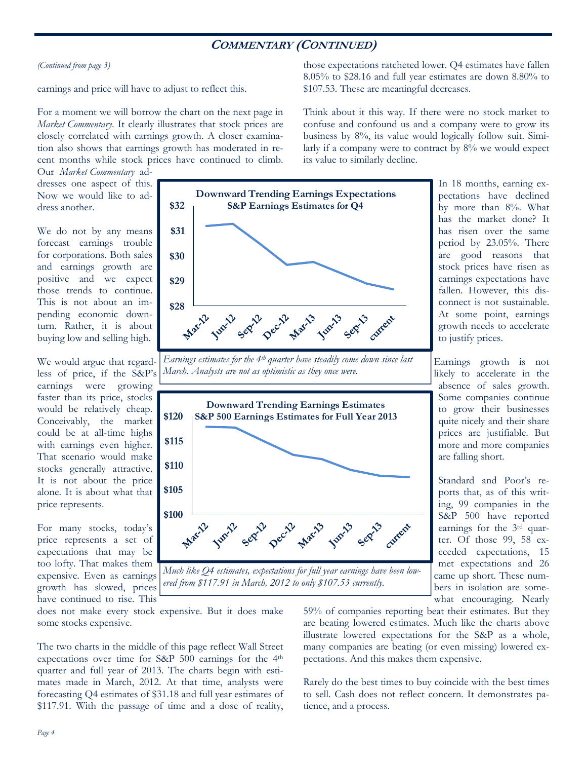## COMMENTARY (CONTINUED)

*(Continued from page 3)*

earnings and price will have to adjust to reflect this.

For a moment we will borrow the chart on the next page in *Market Commentary*. It clearly illustrates that stock prices are closely correlated with earnings growth. A closer examination also shows that earnings growth has moderated in recent months while stock prices have continued to climb. Our *Market Commentary* addresses one aspect of this. Now we would like to address another.

We do not by any means forecast earnings trouble for corporations. Both sales and earnings growth are positive and we expect those trends to continue. This is not about an impending economic downturn. Rather, it is about buying low and selling high.

We would argue that regardless of price, if the S&P's earnings were growing faster than its price, stocks would be relatively cheap. Conceivably, the market could be at all-time highs with earnings even higher. That scenario would make stocks generally attractive. It is not about the price alone. It is about what that price represents.

For many stocks, today's price represents a set of expectations that may be too lofty. That makes them expensive. Even as earnings growth has slowed, prices have continued to rise. This does not make every stock expensive. But it does make some stocks expensive.

The two charts in the middle of this page reflect Wall Street expectations over time for S&P 500 earnings for the 4th quarter and full year of 2013. The charts begin with estimates made in March, 2012. At that time, analysts were forecasting Q4 estimates of $31.18 and full year estimates of $117.91. With the passage of time and a dose of reality, those expectations ratcheted lower. Q4 estimates have fallen 8.05% to $28.16 and full year estimates are down 8.80% to $107.53. These are meaningful decreases.

Think about it this way. If there were no stock market to confuse and confound us and a company were to grow its business by 8%, its value would logically follow suit. Similarly if a company were to contract by 8% we would expect its value to similarly decline.

**Downward Trending Earnings Expectations**
**S&P Earnings Estimates for Q4**

*Earnings estimates for the 4th quarter have steadily come down since last March. Analysts are not as optimistic as they once were.*

**Downward Trending Earnings Estimates**
**S&P 500 Earnings Estimates for Full Year 2013**

*Much like Q4 estimates, expectations for full year earnings have been lowered from $117.91 in March, 2012 to only $107.53 currently.*

In 18 months, earning expectations have declined by more than 8%. What has the market done? It has risen over the same period by 23.05%. There are good reasons that stock prices have risen as earnings expectations have fallen. However, this disconnect is not sustainable. At some point, earnings growth needs to accelerate to justify prices.

Earnings growth is not likely to accelerate in the absence of sales growth. Some companies continue to grow their businesses quite nicely and their share prices are justifiable. But more and more companies are falling short.

Standard and Poor's reports that, as of this writing, 99 companies in the S&P 500 have reported earnings for the 3rd quarter. Of those 99, 58 exceeded expectations, 15 met expectations and 26 came up short. These numbers in isolation are somewhat encouraging. Nearly 59% of companies reporting beat their estimates. But they are beating lowered estimates. Much like the charts above illustrate lowered expectations for the S&P as a whole, many companies are beating (or even missing) lowered expectations. And this makes them expensive.

Rarely do the best times to buy coincide with the best times to sell. Cash does not reflect concern. It demonstrates patience, and a process.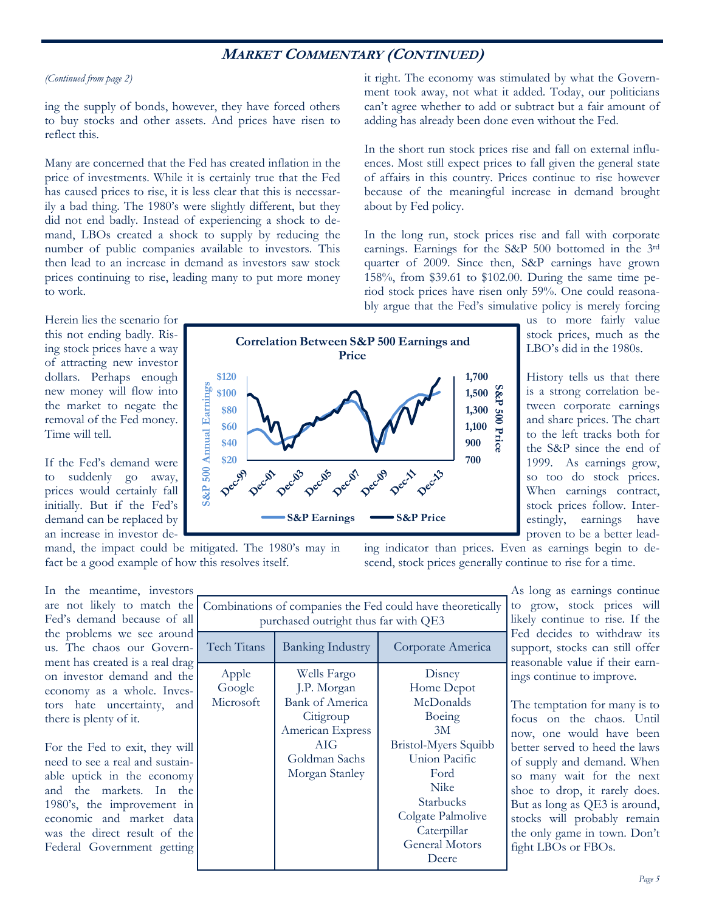## MARKET COMMENTARY (CONTINUED)

*(Continued from page 2)*

ing the supply of bonds, however, they have forced others to buy stocks and other assets. And prices have risen to reflect this.

Many are concerned that the Fed has created inflation in the price of investments. While it is certainly true that the Fed has caused prices to rise, it is less clear that this is necessarily a bad thing. The 1980's were slightly different, but they did not end badly. Instead of experiencing a shock to demand, LBOs created a shock to supply by reducing the number of public companies available to investors. This then lead to an increase in demand as investors saw stock prices continuing to rise, leading many to put more money to work.

Herein lies the scenario for this not ending badly. Rising stock prices have a way of attracting new investor dollars. Perhaps enough new money will flow into the market to negate the removal of the Fed money. Time will tell.

If the Fed's demand were to suddenly go away, prices would certainly fall initially. But if the Fed's demand can be replaced by an increase in investor demand, the impact could be mitigated. The 1980's may in fact be a good example of how this resolves itself.

In the meantime, investors are not likely to match the Fed's demand because of all the problems we see around us. The chaos our Government has created is a real drag on investor demand and the economy as a whole. Investors hate uncertainty, and there is plenty of it.

For the Fed to exit, they will need to see a real and sustainable uptick in the economy and the markets. In the 1980's, the improvement in economic and market data was the direct result of the Federal Government getting it right. The economy was stimulated by what the Government took away, not what it added. Today, our politicians can't agree whether to add or subtract but a fair amount of adding has already been done even without the Fed.

In the short run stock prices rise and fall on external influences. Most still expect prices to fall given the general state of affairs in this country. Prices continue to rise however because of the meaningful increase in demand brought about by Fed policy.

In the long run, stock prices rise and fall with corporate earnings. Earnings for the S&P 500 bottomed in the 3rd quarter of 2009. Since then, S&P earnings have grown 158%, from $39.61 to $102.00. During the same time period stock prices have risen only 59%. One could reasonably argue that the Fed's simulative policy is merely forcing us to more fairly value stock prices, much as the LBO's did in the 1980s.

History tells us that there is a strong correlation between corporate earnings and share prices. The chart to the left tracks both for the S&P since the end of 1999. As earnings grow, so too do stock prices. When earnings contract, stock prices follow. Interestingly, earnings have proven to be a better leading indicator than prices. Even as earnings begin to descend, stock prices generally continue to rise for a time.

**Correlation Between S&P 500 Earnings and Price**

(Chart: S&P 500 Annual Earnings ($20–$120) and S&P 500 Price (700–1,700), Dec-99 to Dec-13; series: S&P Earnings, S&P Price)

As long as earnings continue to grow, stock prices will likely continue to rise. If the Fed decides to withdraw its support, stocks can still offer reasonable value if their earnings continue to improve.

The temptation for many is to focus on the chaos. Until now, one would have been better served to heed the laws of supply and demand. When so many wait for the next shoe to drop, it rarely does. But as long as QE3 is around, stocks will probably remain the only game in town. Don't fight LBOs or FBOs.

| Combinations of companies the Fed could have theoretically purchased outright thus far with QE3 | | |
|---|---|---|
| **Tech Titans** | **Banking Industry** | **Corporate America** |
| Apple<br>Google<br>Microsoft | Wells Fargo<br>J.P. Morgan<br>Bank of America<br>Citigroup<br>American Express<br>AIG<br>Goldman Sachs<br>Morgan Stanley | Disney<br>Home Depot<br>McDonalds<br>Boeing<br>3M<br>Bristol-Myers Squibb<br>Union Pacific<br>Ford<br>Nike<br>Starbucks<br>Colgate Palmolive<br>Caterpillar<br>General Motors<br>Deere |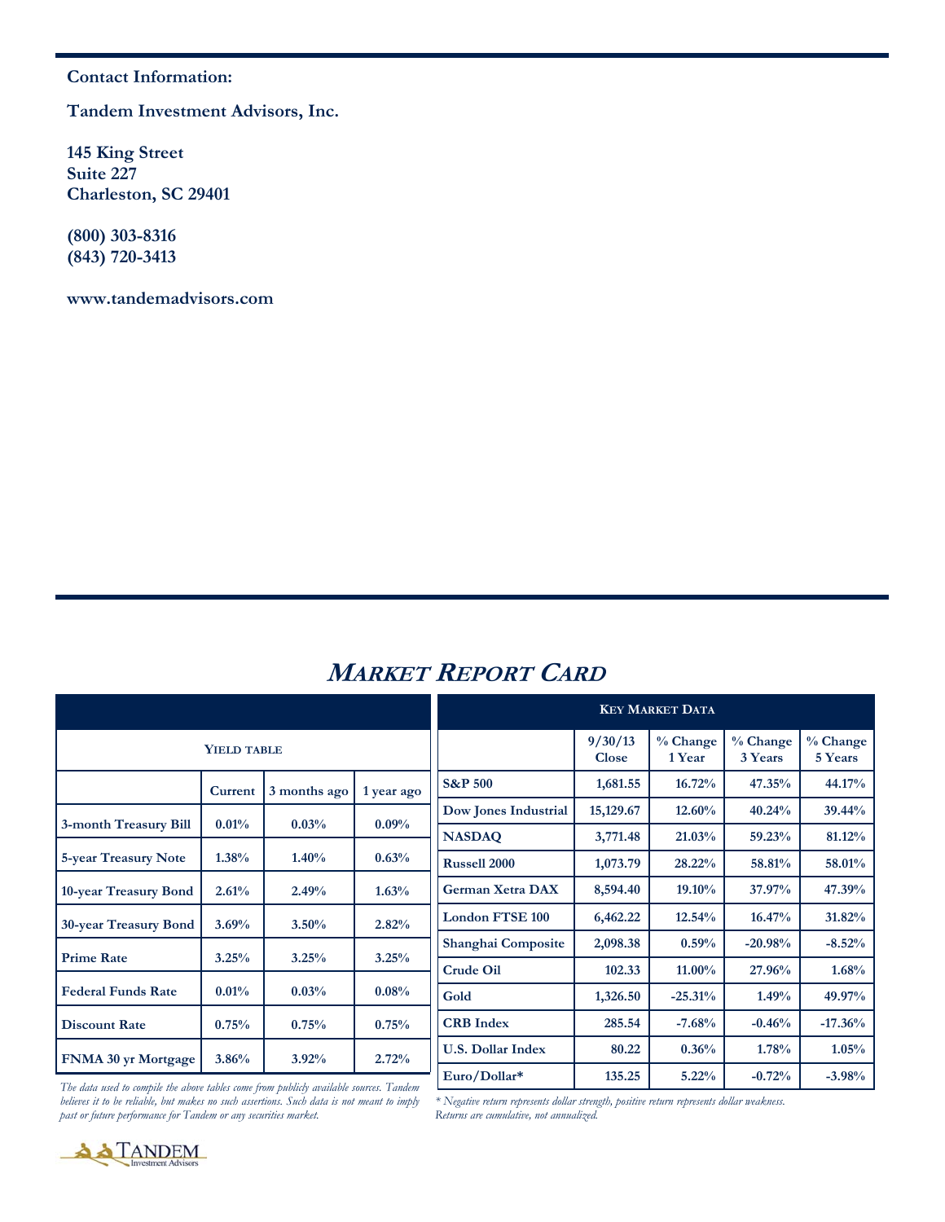**Contact Information:**

**Tandem Investment Advisors, Inc.**

**145 King Street**
**Suite 227**
**Charleston, SC 29401**

**(800) 303-8316**
**(843) 720-3413**

**www.tandemadvisors.com**

# *Market Report Card*

| Yield Table | Current | 3 months ago | 1 year ago |
|---|---|---|---|
| 3-month Treasury Bill | 0.01% | 0.03% | 0.09% |
| 5-year Treasury Note | 1.38% | 1.40% | 0.63% |
| 10-year Treasury Bond | 2.61% | 2.49% | 1.63% |
| 30-year Treasury Bond | 3.69% | 3.50% | 2.82% |
| Prime Rate | 3.25% | 3.25% | 3.25% |
| Federal Funds Rate | 0.01% | 0.03% | 0.08% |
| Discount Rate | 0.75% | 0.75% | 0.75% |
| FNMA 30 yr Mortgage | 3.86% | 3.92% | 2.72% |

*The data used to compile the above tables come from publicly available sources. Tandem believes it to be reliable, but makes no such assertions. Such data is not meant to imply past or future performance for Tandem or any securities market.*

| Key Market Data | 9/30/13 Close | % Change 1 Year | % Change 3 Years | % Change 5 Years |
|---|---|---|---|---|
| S&P 500 | 1,681.55 | 16.72% | 47.35% | 44.17% |
| Dow Jones Industrial | 15,129.67 | 12.60% | 40.24% | 39.44% |
| NASDAQ | 3,771.48 | 21.03% | 59.23% | 81.12% |
| Russell 2000 | 1,073.79 | 28.22% | 58.81% | 58.01% |
| German Xetra DAX | 8,594.40 | 19.10% | 37.97% | 47.39% |
| London FTSE 100 | 6,462.22 | 12.54% | 16.47% | 31.82% |
| Shanghai Composite | 2,098.38 | 0.59% | -20.98% | -8.52% |
| Crude Oil | 102.33 | 11.00% | 27.96% | 1.68% |
| Gold | 1,326.50 | -25.31% | 1.49% | 49.97% |
| CRB Index | 285.54 | -7.68% | -0.46% | -17.36% |
| U.S. Dollar Index | 80.22 | 0.36% | 1.78% | 1.05% |
| Euro/Dollar* | 135.25 | 5.22% | -0.72% | -3.98% |

*\* Negative return represents dollar strength, positive return represents dollar weakness. Returns are cumulative, not annualized.*

Tandem Investment Advisors